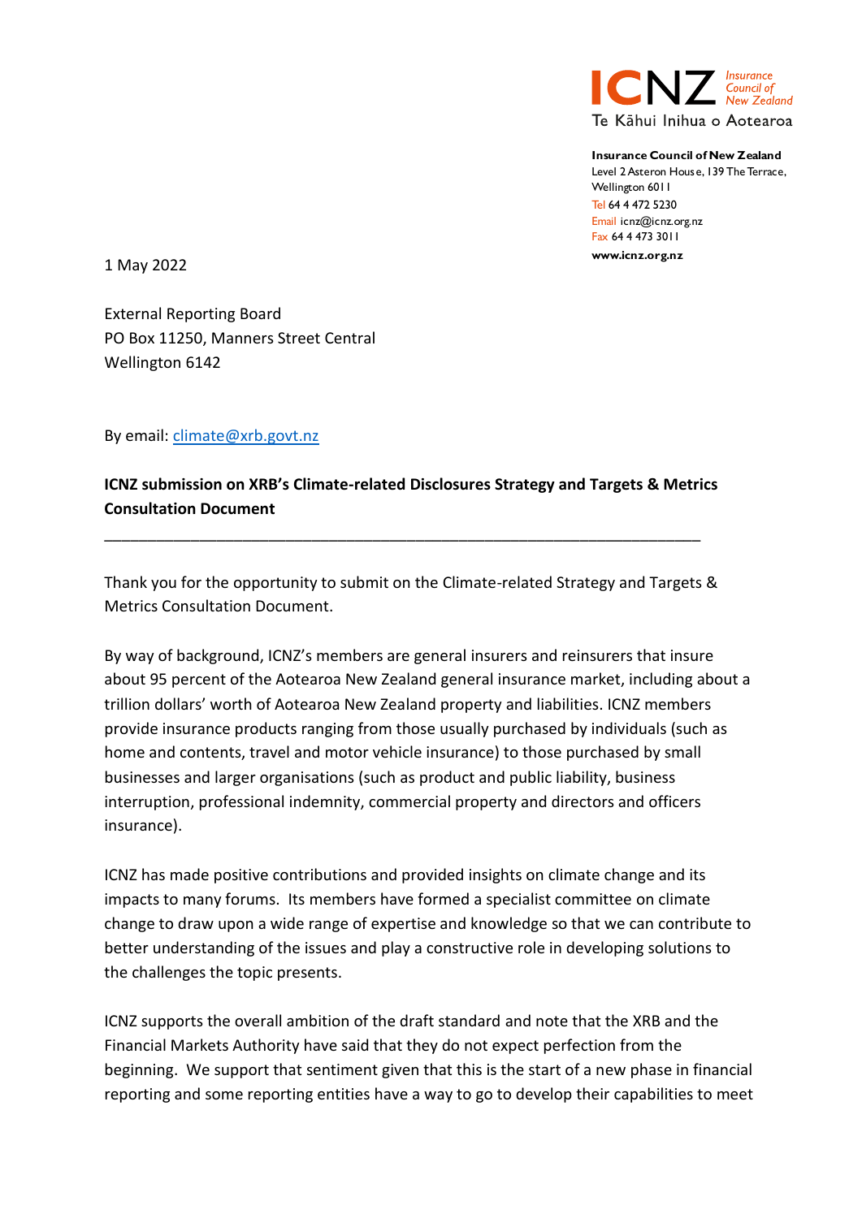ICNZ Insurance Council of New Zealand
Te Kāhui Inihua o Aotearoa

**Insurance Council of New Zealand**
Level 2 Asteron House, 139 The Terrace,
Wellington 6011
Tel 64 4 472 5230
Email icnz@icnz.org.nz
Fax 64 4 473 3011
**www.icnz.org.nz**

1 May 2022

External Reporting Board
PO Box 11250, Manners Street Central
Wellington 6142

By email: climate@xrb.govt.nz

**ICNZ submission on XRB's Climate-related Disclosures Strategy and Targets & Metrics Consultation Document**

---

Thank you for the opportunity to submit on the Climate-related Strategy and Targets & Metrics Consultation Document.

By way of background, ICNZ's members are general insurers and reinsurers that insure about 95 percent of the Aotearoa New Zealand general insurance market, including about a trillion dollars' worth of Aotearoa New Zealand property and liabilities. ICNZ members provide insurance products ranging from those usually purchased by individuals (such as home and contents, travel and motor vehicle insurance) to those purchased by small businesses and larger organisations (such as product and public liability, business interruption, professional indemnity, commercial property and directors and officers insurance).

ICNZ has made positive contributions and provided insights on climate change and its impacts to many forums. Its members have formed a specialist committee on climate change to draw upon a wide range of expertise and knowledge so that we can contribute to better understanding of the issues and play a constructive role in developing solutions to the challenges the topic presents.

ICNZ supports the overall ambition of the draft standard and note that the XRB and the Financial Markets Authority have said that they do not expect perfection from the beginning. We support that sentiment given that this is the start of a new phase in financial reporting and some reporting entities have a way to go to develop their capabilities to meet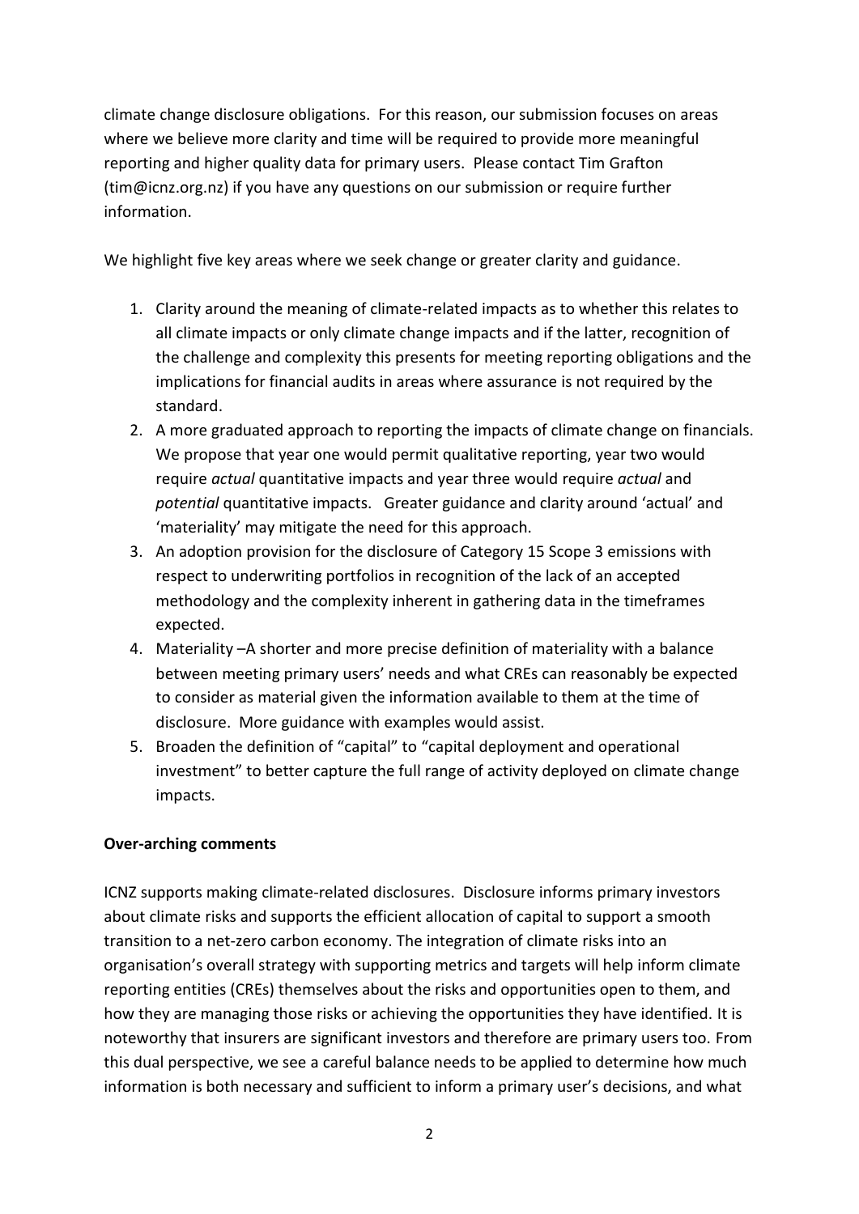climate change disclosure obligations. For this reason, our submission focuses on areas where we believe more clarity and time will be required to provide more meaningful reporting and higher quality data for primary users. Please contact Tim Grafton (tim@icnz.org.nz) if you have any questions on our submission or require further information.

We highlight five key areas where we seek change or greater clarity and guidance.

1. Clarity around the meaning of climate-related impacts as to whether this relates to all climate impacts or only climate change impacts and if the latter, recognition of the challenge and complexity this presents for meeting reporting obligations and the implications for financial audits in areas where assurance is not required by the standard.
2. A more graduated approach to reporting the impacts of climate change on financials. We propose that year one would permit qualitative reporting, year two would require *actual* quantitative impacts and year three would require *actual* and *potential* quantitative impacts. Greater guidance and clarity around 'actual' and 'materiality' may mitigate the need for this approach.
3. An adoption provision for the disclosure of Category 15 Scope 3 emissions with respect to underwriting portfolios in recognition of the lack of an accepted methodology and the complexity inherent in gathering data in the timeframes expected.
4. Materiality –A shorter and more precise definition of materiality with a balance between meeting primary users' needs and what CREs can reasonably be expected to consider as material given the information available to them at the time of disclosure. More guidance with examples would assist.
5. Broaden the definition of "capital" to "capital deployment and operational investment" to better capture the full range of activity deployed on climate change impacts.

**Over-arching comments**

ICNZ supports making climate-related disclosures. Disclosure informs primary investors about climate risks and supports the efficient allocation of capital to support a smooth transition to a net-zero carbon economy. The integration of climate risks into an organisation's overall strategy with supporting metrics and targets will help inform climate reporting entities (CREs) themselves about the risks and opportunities open to them, and how they are managing those risks or achieving the opportunities they have identified. It is noteworthy that insurers are significant investors and therefore are primary users too. From this dual perspective, we see a careful balance needs to be applied to determine how much information is both necessary and sufficient to inform a primary user's decisions, and what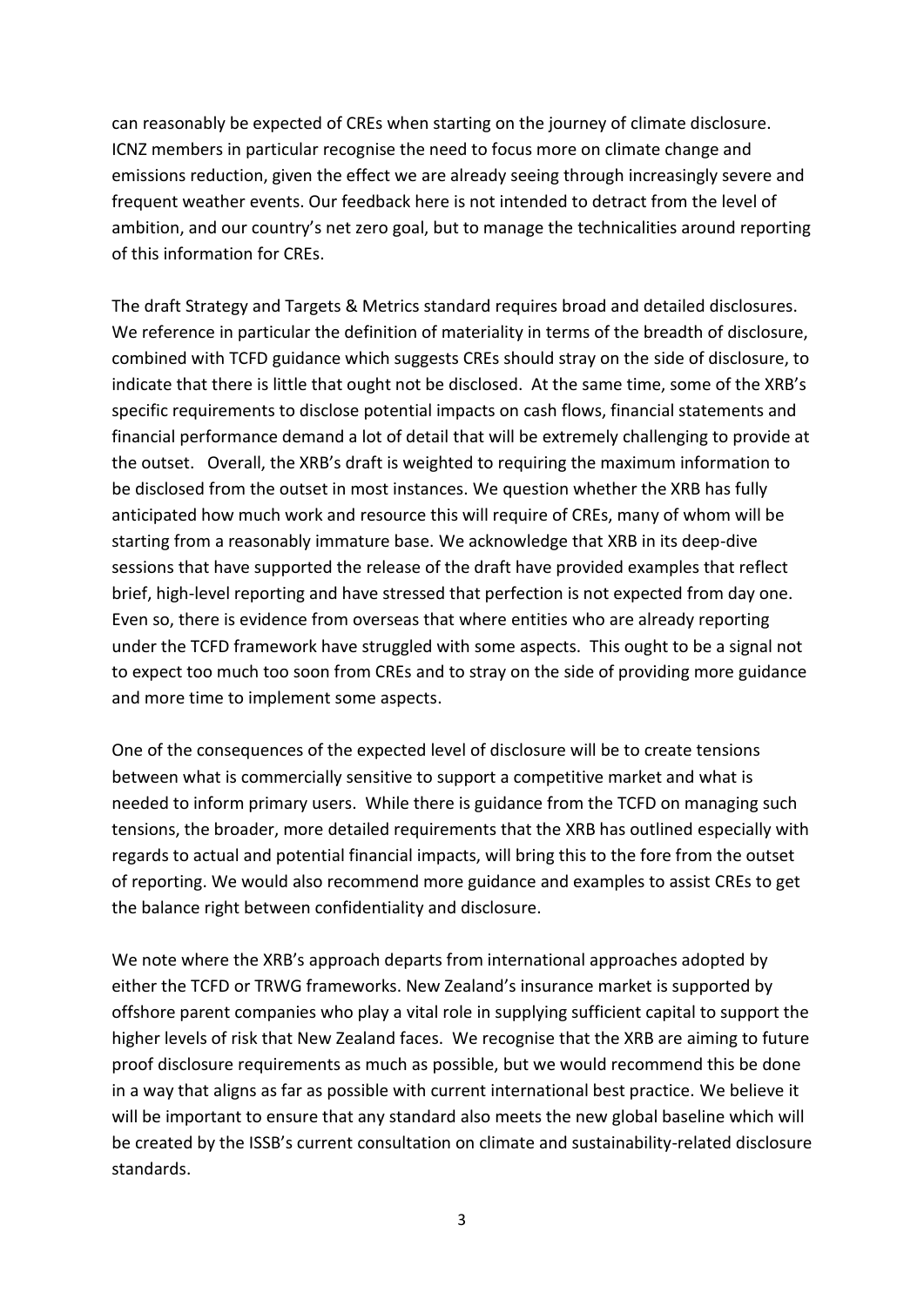can reasonably be expected of CREs when starting on the journey of climate disclosure. ICNZ members in particular recognise the need to focus more on climate change and emissions reduction, given the effect we are already seeing through increasingly severe and frequent weather events. Our feedback here is not intended to detract from the level of ambition, and our country's net zero goal, but to manage the technicalities around reporting of this information for CREs.

The draft Strategy and Targets & Metrics standard requires broad and detailed disclosures. We reference in particular the definition of materiality in terms of the breadth of disclosure, combined with TCFD guidance which suggests CREs should stray on the side of disclosure, to indicate that there is little that ought not be disclosed. At the same time, some of the XRB's specific requirements to disclose potential impacts on cash flows, financial statements and financial performance demand a lot of detail that will be extremely challenging to provide at the outset. Overall, the XRB's draft is weighted to requiring the maximum information to be disclosed from the outset in most instances. We question whether the XRB has fully anticipated how much work and resource this will require of CREs, many of whom will be starting from a reasonably immature base. We acknowledge that XRB in its deep-dive sessions that have supported the release of the draft have provided examples that reflect brief, high-level reporting and have stressed that perfection is not expected from day one. Even so, there is evidence from overseas that where entities who are already reporting under the TCFD framework have struggled with some aspects. This ought to be a signal not to expect too much too soon from CREs and to stray on the side of providing more guidance and more time to implement some aspects.

One of the consequences of the expected level of disclosure will be to create tensions between what is commercially sensitive to support a competitive market and what is needed to inform primary users. While there is guidance from the TCFD on managing such tensions, the broader, more detailed requirements that the XRB has outlined especially with regards to actual and potential financial impacts, will bring this to the fore from the outset of reporting. We would also recommend more guidance and examples to assist CREs to get the balance right between confidentiality and disclosure.

We note where the XRB's approach departs from international approaches adopted by either the TCFD or TRWG frameworks. New Zealand's insurance market is supported by offshore parent companies who play a vital role in supplying sufficient capital to support the higher levels of risk that New Zealand faces. We recognise that the XRB are aiming to future proof disclosure requirements as much as possible, but we would recommend this be done in a way that aligns as far as possible with current international best practice. We believe it will be important to ensure that any standard also meets the new global baseline which will be created by the ISSB's current consultation on climate and sustainability-related disclosure standards.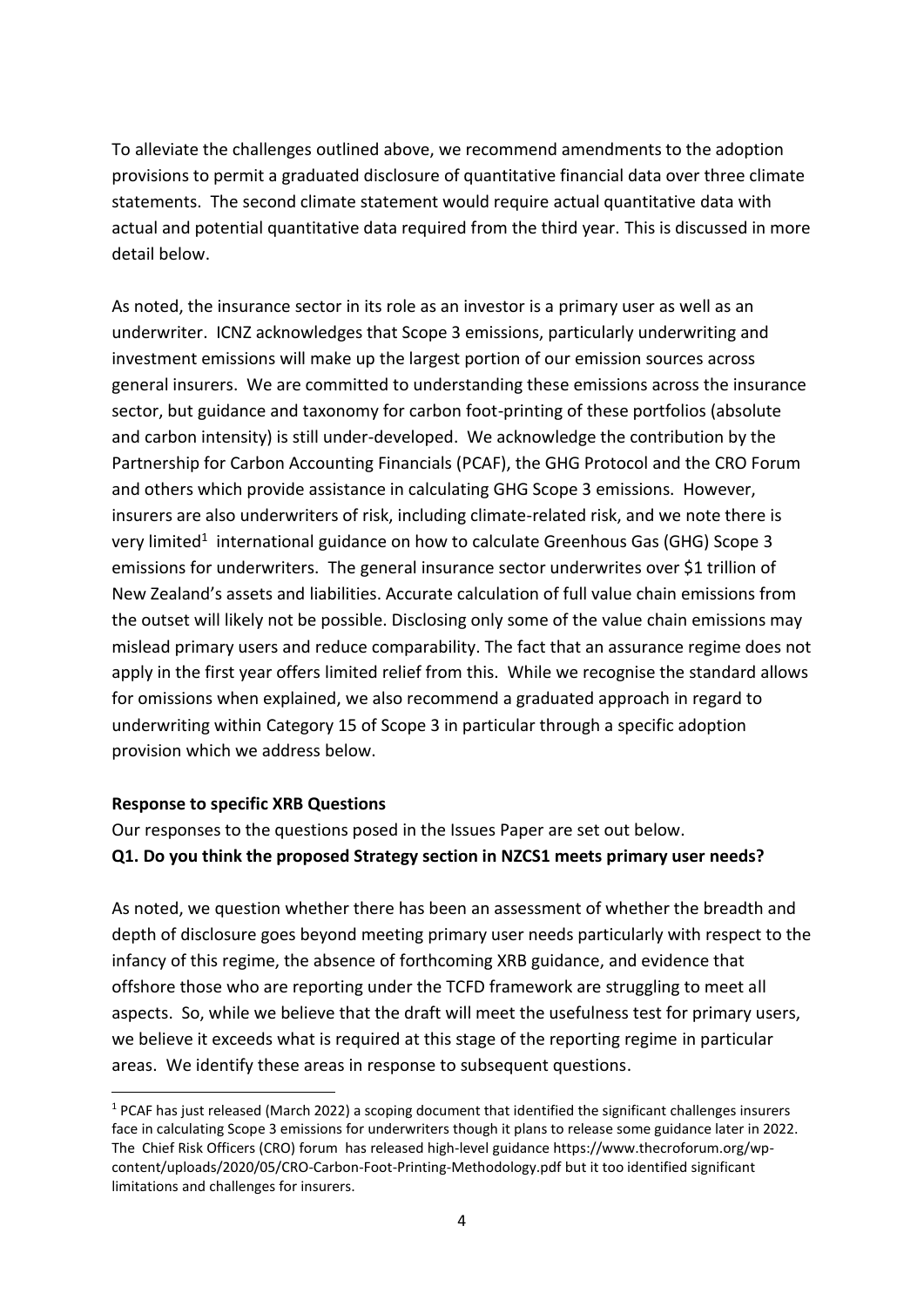To alleviate the challenges outlined above, we recommend amendments to the adoption provisions to permit a graduated disclosure of quantitative financial data over three climate statements. The second climate statement would require actual quantitative data with actual and potential quantitative data required from the third year. This is discussed in more detail below.

As noted, the insurance sector in its role as an investor is a primary user as well as an underwriter. ICNZ acknowledges that Scope 3 emissions, particularly underwriting and investment emissions will make up the largest portion of our emission sources across general insurers. We are committed to understanding these emissions across the insurance sector, but guidance and taxonomy for carbon foot-printing of these portfolios (absolute and carbon intensity) is still under-developed. We acknowledge the contribution by the Partnership for Carbon Accounting Financials (PCAF), the GHG Protocol and the CRO Forum and others which provide assistance in calculating GHG Scope 3 emissions. However, insurers are also underwriters of risk, including climate-related risk, and we note there is very limited[1] international guidance on how to calculate Greenhous Gas (GHG) Scope 3 emissions for underwriters. The general insurance sector underwrites over $1 trillion of New Zealand's assets and liabilities. Accurate calculation of full value chain emissions from the outset will likely not be possible. Disclosing only some of the value chain emissions may mislead primary users and reduce comparability. The fact that an assurance regime does not apply in the first year offers limited relief from this. While we recognise the standard allows for omissions when explained, we also recommend a graduated approach in regard to underwriting within Category 15 of Scope 3 in particular through a specific adoption provision which we address below.

**Response to specific XRB Questions**

Our responses to the questions posed in the Issues Paper are set out below.

**Q1. Do you think the proposed Strategy section in NZCS1 meets primary user needs?**

As noted, we question whether there has been an assessment of whether the breadth and depth of disclosure goes beyond meeting primary user needs particularly with respect to the infancy of this regime, the absence of forthcoming XRB guidance, and evidence that offshore those who are reporting under the TCFD framework are struggling to meet all aspects. So, while we believe that the draft will meet the usefulness test for primary users, we believe it exceeds what is required at this stage of the reporting regime in particular areas. We identify these areas in response to subsequent questions.

[1] PCAF has just released (March 2022) a scoping document that identified the significant challenges insurers face in calculating Scope 3 emissions for underwriters though it plans to release some guidance later in 2022. The Chief Risk Officers (CRO) forum has released high-level guidance https://www.thecroforum.org/wp-content/uploads/2020/05/CRO-Carbon-Foot-Printing-Methodology.pdf but it too identified significant limitations and challenges for insurers.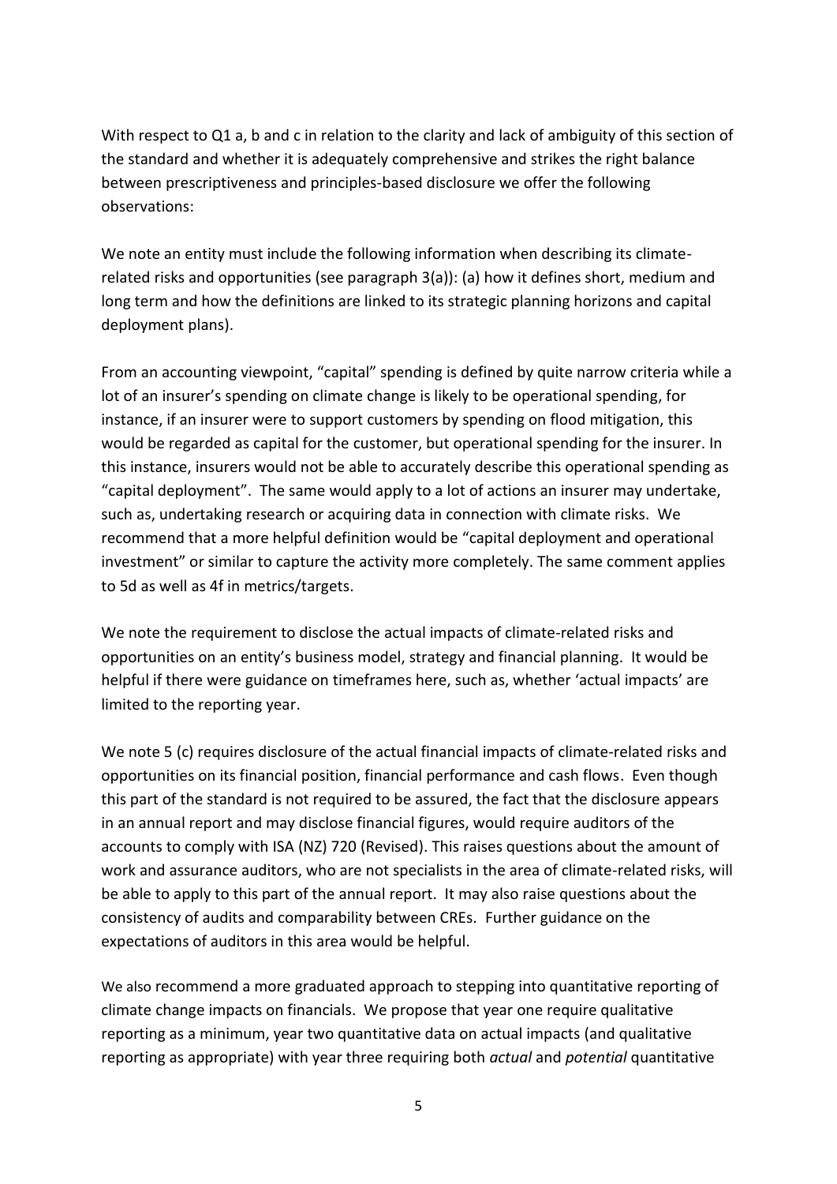With respect to Q1 a, b and c in relation to the clarity and lack of ambiguity of this section of the standard and whether it is adequately comprehensive and strikes the right balance between prescriptiveness and principles-based disclosure we offer the following observations:

We note an entity must include the following information when describing its climate-related risks and opportunities (see paragraph 3(a)): (a) how it defines short, medium and long term and how the definitions are linked to its strategic planning horizons and capital deployment plans).

From an accounting viewpoint, "capital" spending is defined by quite narrow criteria while a lot of an insurer's spending on climate change is likely to be operational spending, for instance, if an insurer were to support customers by spending on flood mitigation, this would be regarded as capital for the customer, but operational spending for the insurer. In this instance, insurers would not be able to accurately describe this operational spending as "capital deployment". The same would apply to a lot of actions an insurer may undertake, such as, undertaking research or acquiring data in connection with climate risks. We recommend that a more helpful definition would be "capital deployment and operational investment" or similar to capture the activity more completely. The same comment applies to 5d as well as 4f in metrics/targets.

We note the requirement to disclose the actual impacts of climate-related risks and opportunities on an entity's business model, strategy and financial planning. It would be helpful if there were guidance on timeframes here, such as, whether 'actual impacts' are limited to the reporting year.

We note 5 (c) requires disclosure of the actual financial impacts of climate-related risks and opportunities on its financial position, financial performance and cash flows. Even though this part of the standard is not required to be assured, the fact that the disclosure appears in an annual report and may disclose financial figures, would require auditors of the accounts to comply with ISA (NZ) 720 (Revised). This raises questions about the amount of work and assurance auditors, who are not specialists in the area of climate-related risks, will be able to apply to this part of the annual report. It may also raise questions about the consistency of audits and comparability between CREs. Further guidance on the expectations of auditors in this area would be helpful.

We also recommend a more graduated approach to stepping into quantitative reporting of climate change impacts on financials. We propose that year one require qualitative reporting as a minimum, year two quantitative data on actual impacts (and qualitative reporting as appropriate) with year three requiring both *actual* and *potential* quantitative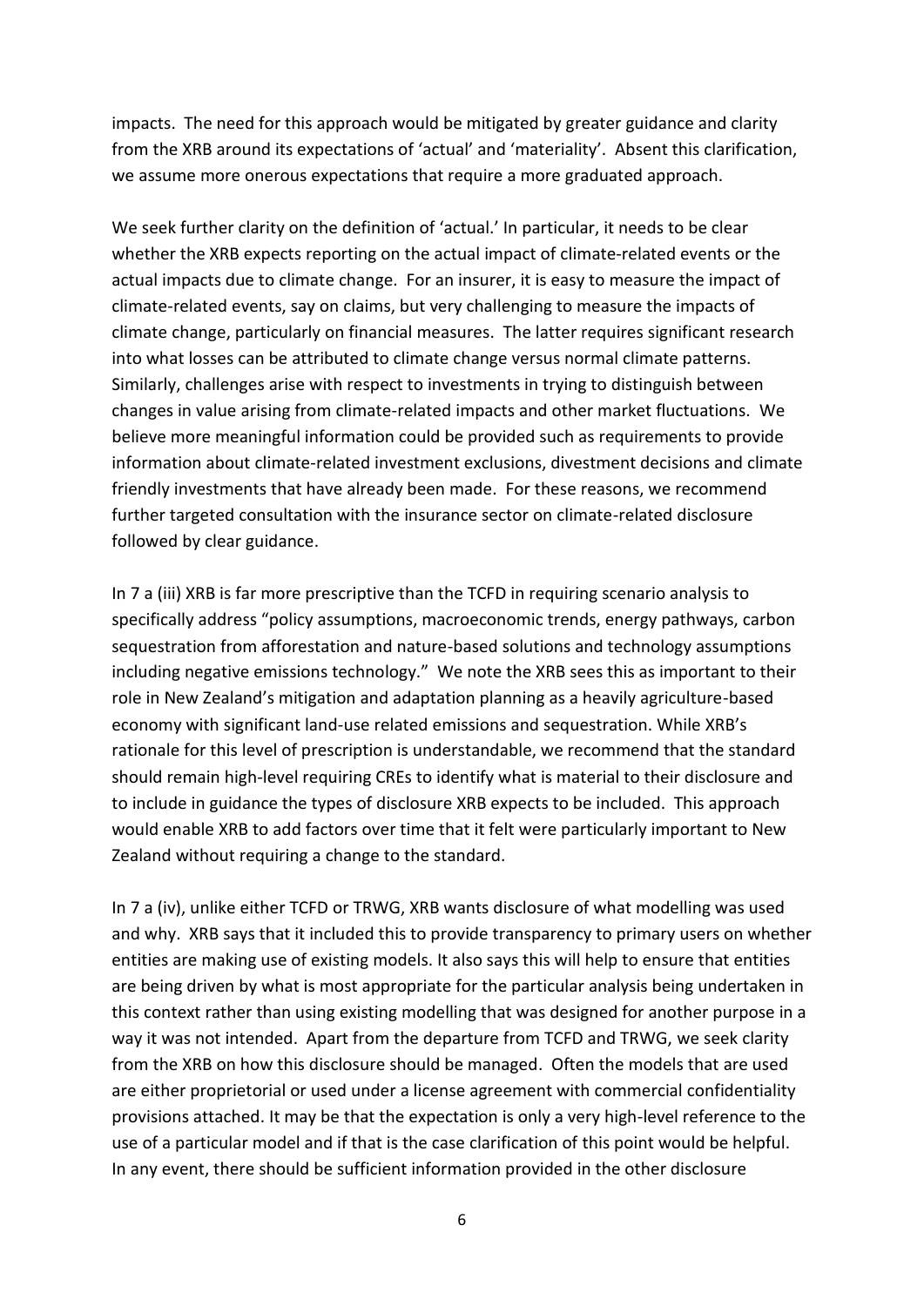impacts. The need for this approach would be mitigated by greater guidance and clarity from the XRB around its expectations of 'actual' and 'materiality'. Absent this clarification, we assume more onerous expectations that require a more graduated approach.

We seek further clarity on the definition of 'actual.' In particular, it needs to be clear whether the XRB expects reporting on the actual impact of climate-related events or the actual impacts due to climate change. For an insurer, it is easy to measure the impact of climate-related events, say on claims, but very challenging to measure the impacts of climate change, particularly on financial measures. The latter requires significant research into what losses can be attributed to climate change versus normal climate patterns. Similarly, challenges arise with respect to investments in trying to distinguish between changes in value arising from climate-related impacts and other market fluctuations. We believe more meaningful information could be provided such as requirements to provide information about climate-related investment exclusions, divestment decisions and climate friendly investments that have already been made. For these reasons, we recommend further targeted consultation with the insurance sector on climate-related disclosure followed by clear guidance.

In 7 a (iii) XRB is far more prescriptive than the TCFD in requiring scenario analysis to specifically address "policy assumptions, macroeconomic trends, energy pathways, carbon sequestration from afforestation and nature-based solutions and technology assumptions including negative emissions technology." We note the XRB sees this as important to their role in New Zealand's mitigation and adaptation planning as a heavily agriculture-based economy with significant land-use related emissions and sequestration. While XRB's rationale for this level of prescription is understandable, we recommend that the standard should remain high-level requiring CREs to identify what is material to their disclosure and to include in guidance the types of disclosure XRB expects to be included. This approach would enable XRB to add factors over time that it felt were particularly important to New Zealand without requiring a change to the standard.

In 7 a (iv), unlike either TCFD or TRWG, XRB wants disclosure of what modelling was used and why. XRB says that it included this to provide transparency to primary users on whether entities are making use of existing models. It also says this will help to ensure that entities are being driven by what is most appropriate for the particular analysis being undertaken in this context rather than using existing modelling that was designed for another purpose in a way it was not intended. Apart from the departure from TCFD and TRWG, we seek clarity from the XRB on how this disclosure should be managed. Often the models that are used are either proprietorial or used under a license agreement with commercial confidentiality provisions attached. It may be that the expectation is only a very high-level reference to the use of a particular model and if that is the case clarification of this point would be helpful. In any event, there should be sufficient information provided in the other disclosure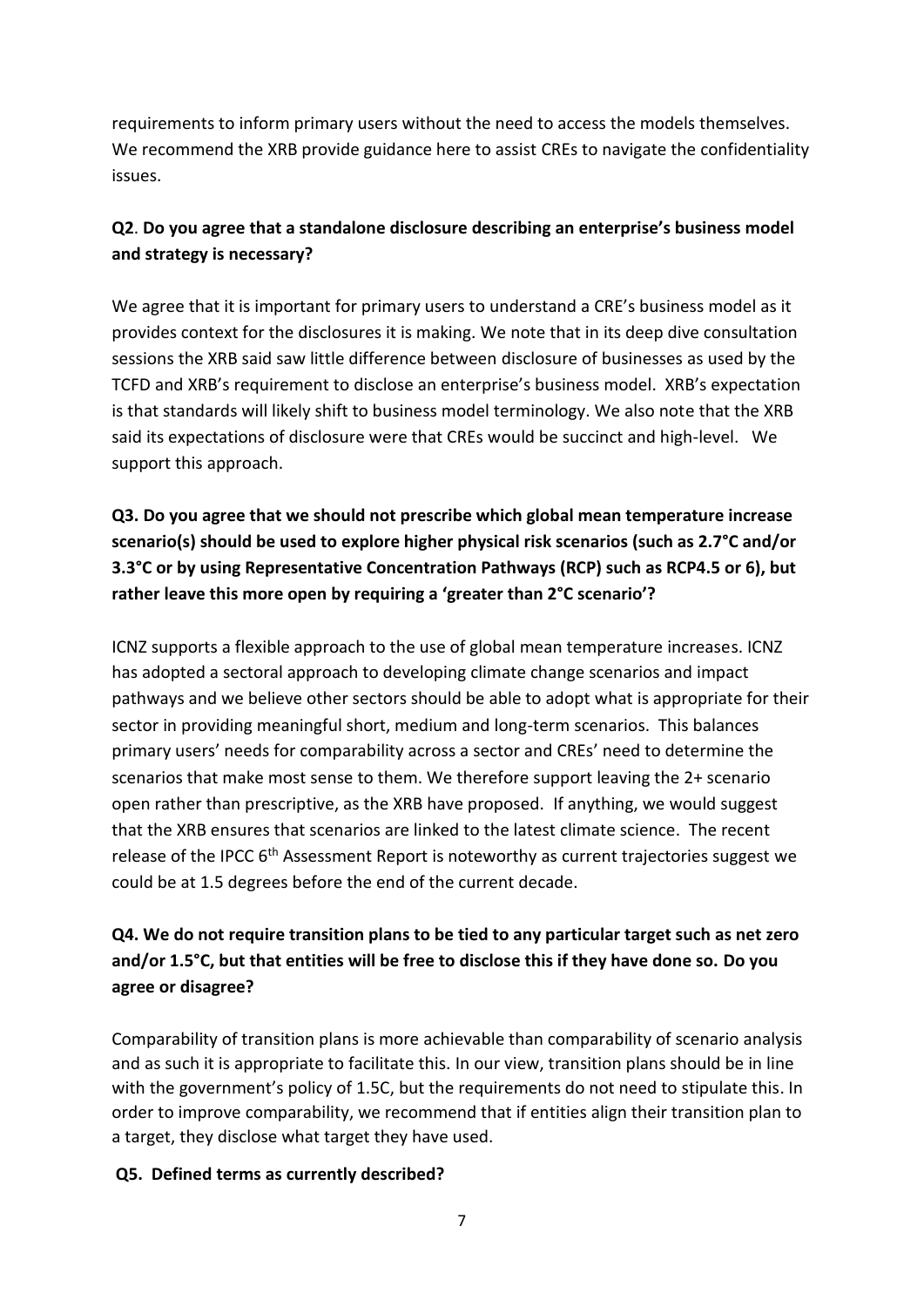requirements to inform primary users without the need to access the models themselves. We recommend the XRB provide guidance here to assist CREs to navigate the confidentiality issues.

**Q2**. **Do you agree that a standalone disclosure describing an enterprise's business model and strategy is necessary?**

We agree that it is important for primary users to understand a CRE's business model as it provides context for the disclosures it is making. We note that in its deep dive consultation sessions the XRB said saw little difference between disclosure of businesses as used by the TCFD and XRB's requirement to disclose an enterprise's business model. XRB's expectation is that standards will likely shift to business model terminology. We also note that the XRB said its expectations of disclosure were that CREs would be succinct and high-level. We support this approach.

**Q3. Do you agree that we should not prescribe which global mean temperature increase scenario(s) should be used to explore higher physical risk scenarios (such as 2.7°C and/or 3.3°C or by using Representative Concentration Pathways (RCP) such as RCP4.5 or 6), but rather leave this more open by requiring a 'greater than 2°C scenario'?**

ICNZ supports a flexible approach to the use of global mean temperature increases. ICNZ has adopted a sectoral approach to developing climate change scenarios and impact pathways and we believe other sectors should be able to adopt what is appropriate for their sector in providing meaningful short, medium and long-term scenarios. This balances primary users' needs for comparability across a sector and CREs' need to determine the scenarios that make most sense to them. We therefore support leaving the 2+ scenario open rather than prescriptive, as the XRB have proposed. If anything, we would suggest that the XRB ensures that scenarios are linked to the latest climate science. The recent release of the IPCC 6th Assessment Report is noteworthy as current trajectories suggest we could be at 1.5 degrees before the end of the current decade.

**Q4. We do not require transition plans to be tied to any particular target such as net zero and/or 1.5°C, but that entities will be free to disclose this if they have done so. Do you agree or disagree?**

Comparability of transition plans is more achievable than comparability of scenario analysis and as such it is appropriate to facilitate this. In our view, transition plans should be in line with the government's policy of 1.5C, but the requirements do not need to stipulate this. In order to improve comparability, we recommend that if entities align their transition plan to a target, they disclose what target they have used.

**Q5. Defined terms as currently described?**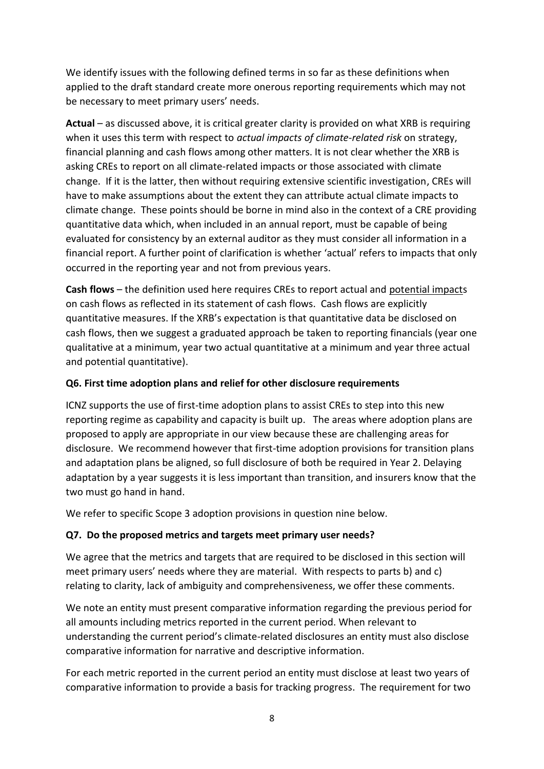We identify issues with the following defined terms in so far as these definitions when applied to the draft standard create more onerous reporting requirements which may not be necessary to meet primary users' needs.

**Actual** – as discussed above, it is critical greater clarity is provided on what XRB is requiring when it uses this term with respect to *actual impacts of climate-related risk* on strategy, financial planning and cash flows among other matters. It is not clear whether the XRB is asking CREs to report on all climate-related impacts or those associated with climate change. If it is the latter, then without requiring extensive scientific investigation, CREs will have to make assumptions about the extent they can attribute actual climate impacts to climate change. These points should be borne in mind also in the context of a CRE providing quantitative data which, when included in an annual report, must be capable of being evaluated for consistency by an external auditor as they must consider all information in a financial report. A further point of clarification is whether 'actual' refers to impacts that only occurred in the reporting year and not from previous years.

**Cash flows** – the definition used here requires CREs to report actual and potential impacts on cash flows as reflected in its statement of cash flows. Cash flows are explicitly quantitative measures. If the XRB's expectation is that quantitative data be disclosed on cash flows, then we suggest a graduated approach be taken to reporting financials (year one qualitative at a minimum, year two actual quantitative at a minimum and year three actual and potential quantitative).

**Q6. First time adoption plans and relief for other disclosure requirements**

ICNZ supports the use of first-time adoption plans to assist CREs to step into this new reporting regime as capability and capacity is built up. The areas where adoption plans are proposed to apply are appropriate in our view because these are challenging areas for disclosure. We recommend however that first-time adoption provisions for transition plans and adaptation plans be aligned, so full disclosure of both be required in Year 2. Delaying adaptation by a year suggests it is less important than transition, and insurers know that the two must go hand in hand.

We refer to specific Scope 3 adoption provisions in question nine below.

**Q7. Do the proposed metrics and targets meet primary user needs?**

We agree that the metrics and targets that are required to be disclosed in this section will meet primary users' needs where they are material. With respects to parts b) and c) relating to clarity, lack of ambiguity and comprehensiveness, we offer these comments.

We note an entity must present comparative information regarding the previous period for all amounts including metrics reported in the current period. When relevant to understanding the current period's climate-related disclosures an entity must also disclose comparative information for narrative and descriptive information.

For each metric reported in the current period an entity must disclose at least two years of comparative information to provide a basis for tracking progress. The requirement for two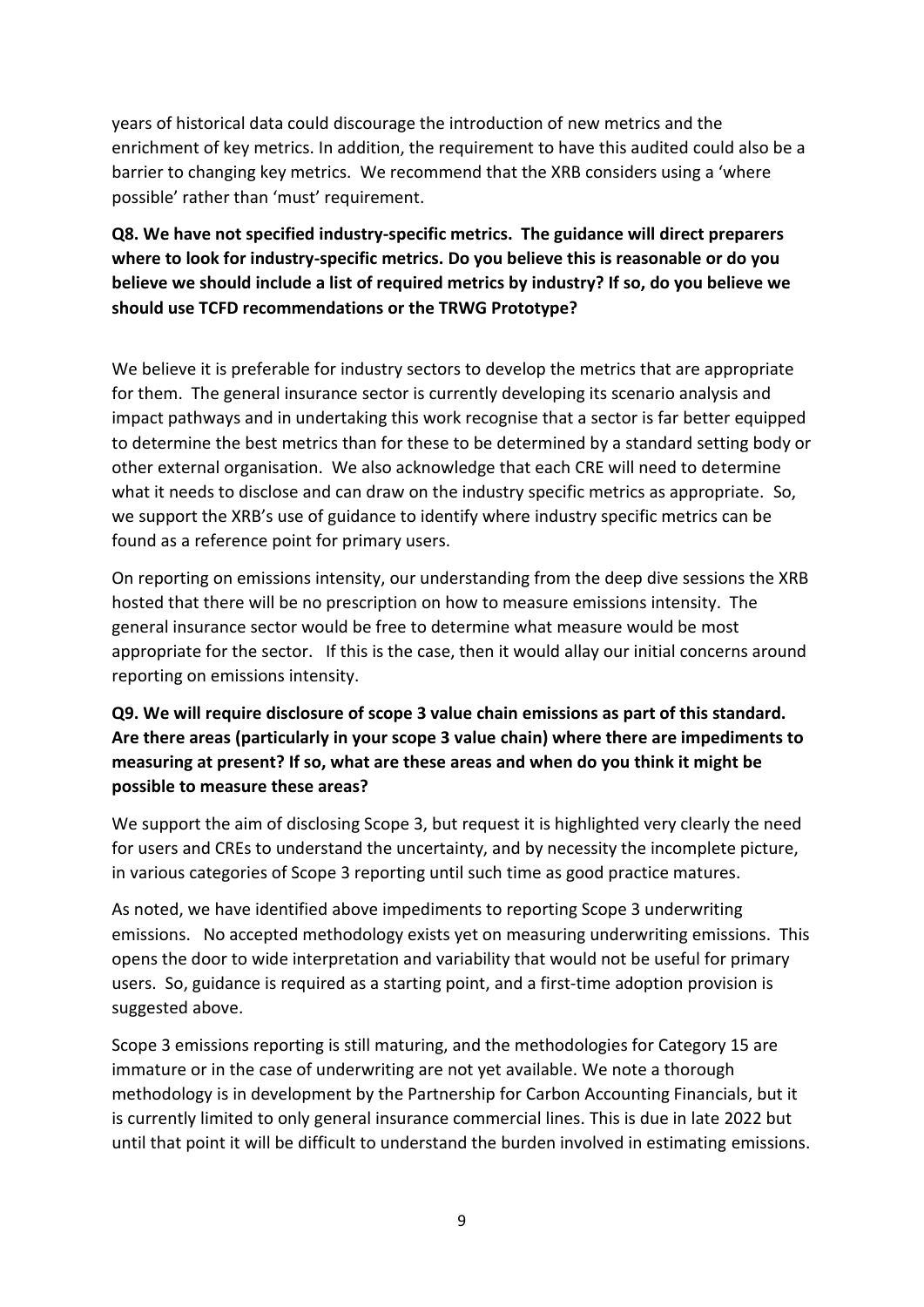years of historical data could discourage the introduction of new metrics and the enrichment of key metrics. In addition, the requirement to have this audited could also be a barrier to changing key metrics. We recommend that the XRB considers using a 'where possible' rather than 'must' requirement.

**Q8. We have not specified industry-specific metrics. The guidance will direct preparers where to look for industry-specific metrics. Do you believe this is reasonable or do you believe we should include a list of required metrics by industry? If so, do you believe we should use TCFD recommendations or the TRWG Prototype?**

We believe it is preferable for industry sectors to develop the metrics that are appropriate for them. The general insurance sector is currently developing its scenario analysis and impact pathways and in undertaking this work recognise that a sector is far better equipped to determine the best metrics than for these to be determined by a standard setting body or other external organisation. We also acknowledge that each CRE will need to determine what it needs to disclose and can draw on the industry specific metrics as appropriate. So, we support the XRB's use of guidance to identify where industry specific metrics can be found as a reference point for primary users.

On reporting on emissions intensity, our understanding from the deep dive sessions the XRB hosted that there will be no prescription on how to measure emissions intensity. The general insurance sector would be free to determine what measure would be most appropriate for the sector. If this is the case, then it would allay our initial concerns around reporting on emissions intensity.

**Q9. We will require disclosure of scope 3 value chain emissions as part of this standard. Are there areas (particularly in your scope 3 value chain) where there are impediments to measuring at present? If so, what are these areas and when do you think it might be possible to measure these areas?**

We support the aim of disclosing Scope 3, but request it is highlighted very clearly the need for users and CREs to understand the uncertainty, and by necessity the incomplete picture, in various categories of Scope 3 reporting until such time as good practice matures.

As noted, we have identified above impediments to reporting Scope 3 underwriting emissions. No accepted methodology exists yet on measuring underwriting emissions. This opens the door to wide interpretation and variability that would not be useful for primary users. So, guidance is required as a starting point, and a first-time adoption provision is suggested above.

Scope 3 emissions reporting is still maturing, and the methodologies for Category 15 are immature or in the case of underwriting are not yet available. We note a thorough methodology is in development by the Partnership for Carbon Accounting Financials, but it is currently limited to only general insurance commercial lines. This is due in late 2022 but until that point it will be difficult to understand the burden involved in estimating emissions.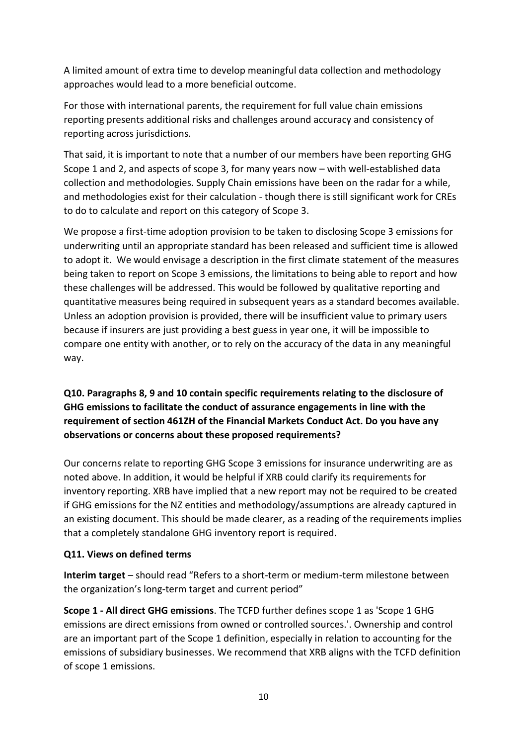A limited amount of extra time to develop meaningful data collection and methodology approaches would lead to a more beneficial outcome.

For those with international parents, the requirement for full value chain emissions reporting presents additional risks and challenges around accuracy and consistency of reporting across jurisdictions.

That said, it is important to note that a number of our members have been reporting GHG Scope 1 and 2, and aspects of scope 3, for many years now – with well-established data collection and methodologies. Supply Chain emissions have been on the radar for a while, and methodologies exist for their calculation - though there is still significant work for CREs to do to calculate and report on this category of Scope 3.

We propose a first-time adoption provision to be taken to disclosing Scope 3 emissions for underwriting until an appropriate standard has been released and sufficient time is allowed to adopt it. We would envisage a description in the first climate statement of the measures being taken to report on Scope 3 emissions, the limitations to being able to report and how these challenges will be addressed. This would be followed by qualitative reporting and quantitative measures being required in subsequent years as a standard becomes available. Unless an adoption provision is provided, there will be insufficient value to primary users because if insurers are just providing a best guess in year one, it will be impossible to compare one entity with another, or to rely on the accuracy of the data in any meaningful way.

**Q10. Paragraphs 8, 9 and 10 contain specific requirements relating to the disclosure of GHG emissions to facilitate the conduct of assurance engagements in line with the requirement of section 461ZH of the Financial Markets Conduct Act. Do you have any observations or concerns about these proposed requirements?**

Our concerns relate to reporting GHG Scope 3 emissions for insurance underwriting are as noted above. In addition, it would be helpful if XRB could clarify its requirements for inventory reporting. XRB have implied that a new report may not be required to be created if GHG emissions for the NZ entities and methodology/assumptions are already captured in an existing document. This should be made clearer, as a reading of the requirements implies that a completely standalone GHG inventory report is required.

**Q11. Views on defined terms**

**Interim target** – should read "Refers to a short-term or medium-term milestone between the organization's long-term target and current period"

**Scope 1 - All direct GHG emissions**. The TCFD further defines scope 1 as 'Scope 1 GHG emissions are direct emissions from owned or controlled sources.'. Ownership and control are an important part of the Scope 1 definition, especially in relation to accounting for the emissions of subsidiary businesses. We recommend that XRB aligns with the TCFD definition of scope 1 emissions.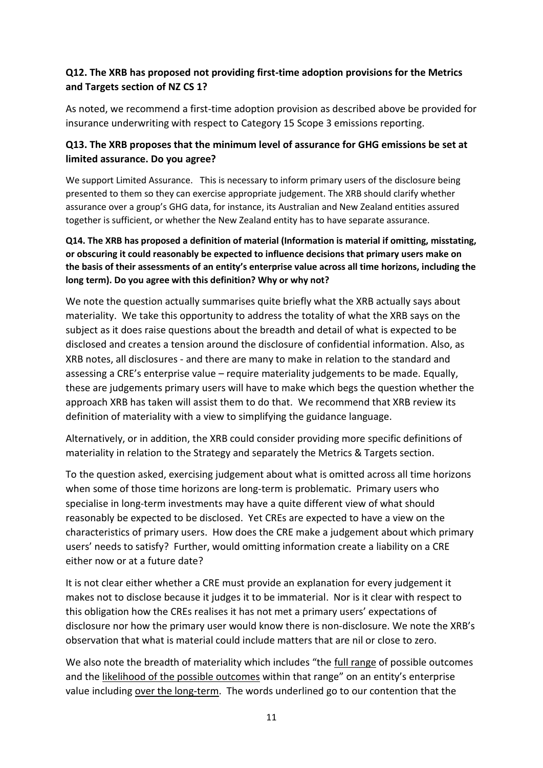**Q12. The XRB has proposed not providing first-time adoption provisions for the Metrics and Targets section of NZ CS 1?**

As noted, we recommend a first-time adoption provision as described above be provided for insurance underwriting with respect to Category 15 Scope 3 emissions reporting.

**Q13. The XRB proposes that the minimum level of assurance for GHG emissions be set at limited assurance. Do you agree?**

We support Limited Assurance. This is necessary to inform primary users of the disclosure being presented to them so they can exercise appropriate judgement. The XRB should clarify whether assurance over a group's GHG data, for instance, its Australian and New Zealand entities assured together is sufficient, or whether the New Zealand entity has to have separate assurance.

**Q14. The XRB has proposed a definition of material (Information is material if omitting, misstating, or obscuring it could reasonably be expected to influence decisions that primary users make on the basis of their assessments of an entity's enterprise value across all time horizons, including the long term). Do you agree with this definition? Why or why not?**

We note the question actually summarises quite briefly what the XRB actually says about materiality. We take this opportunity to address the totality of what the XRB says on the subject as it does raise questions about the breadth and detail of what is expected to be disclosed and creates a tension around the disclosure of confidential information. Also, as XRB notes, all disclosures - and there are many to make in relation to the standard and assessing a CRE's enterprise value – require materiality judgements to be made. Equally, these are judgements primary users will have to make which begs the question whether the approach XRB has taken will assist them to do that. We recommend that XRB review its definition of materiality with a view to simplifying the guidance language.

Alternatively, or in addition, the XRB could consider providing more specific definitions of materiality in relation to the Strategy and separately the Metrics & Targets section.

To the question asked, exercising judgement about what is omitted across all time horizons when some of those time horizons are long-term is problematic. Primary users who specialise in long-term investments may have a quite different view of what should reasonably be expected to be disclosed. Yet CREs are expected to have a view on the characteristics of primary users. How does the CRE make a judgement about which primary users' needs to satisfy? Further, would omitting information create a liability on a CRE either now or at a future date?

It is not clear either whether a CRE must provide an explanation for every judgement it makes not to disclose because it judges it to be immaterial. Nor is it clear with respect to this obligation how the CREs realises it has not met a primary users' expectations of disclosure nor how the primary user would know there is non-disclosure. We note the XRB's observation that what is material could include matters that are nil or close to zero.

We also note the breadth of materiality which includes "the <u>full range</u> of possible outcomes and the <u>likelihood of the possible outcomes</u> within that range" on an entity's enterprise value including <u>over the long-term</u>. The words underlined go to our contention that the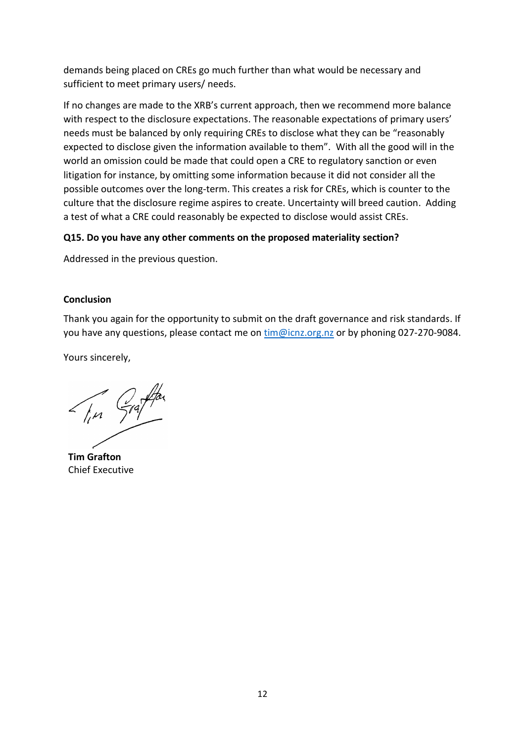demands being placed on CREs go much further than what would be necessary and sufficient to meet primary users/ needs.

If no changes are made to the XRB's current approach, then we recommend more balance with respect to the disclosure expectations. The reasonable expectations of primary users' needs must be balanced by only requiring CREs to disclose what they can be "reasonably expected to disclose given the information available to them". With all the good will in the world an omission could be made that could open a CRE to regulatory sanction or even litigation for instance, by omitting some information because it did not consider all the possible outcomes over the long-term. This creates a risk for CREs, which is counter to the culture that the disclosure regime aspires to create. Uncertainty will breed caution. Adding a test of what a CRE could reasonably be expected to disclose would assist CREs.

**Q15. Do you have any other comments on the proposed materiality section?**

Addressed in the previous question.

**Conclusion**

Thank you again for the opportunity to submit on the draft governance and risk standards. If you have any questions, please contact me on tim@icnz.org.nz or by phoning 027-270-9084.

Yours sincerely,

**Tim Grafton**
Chief Executive